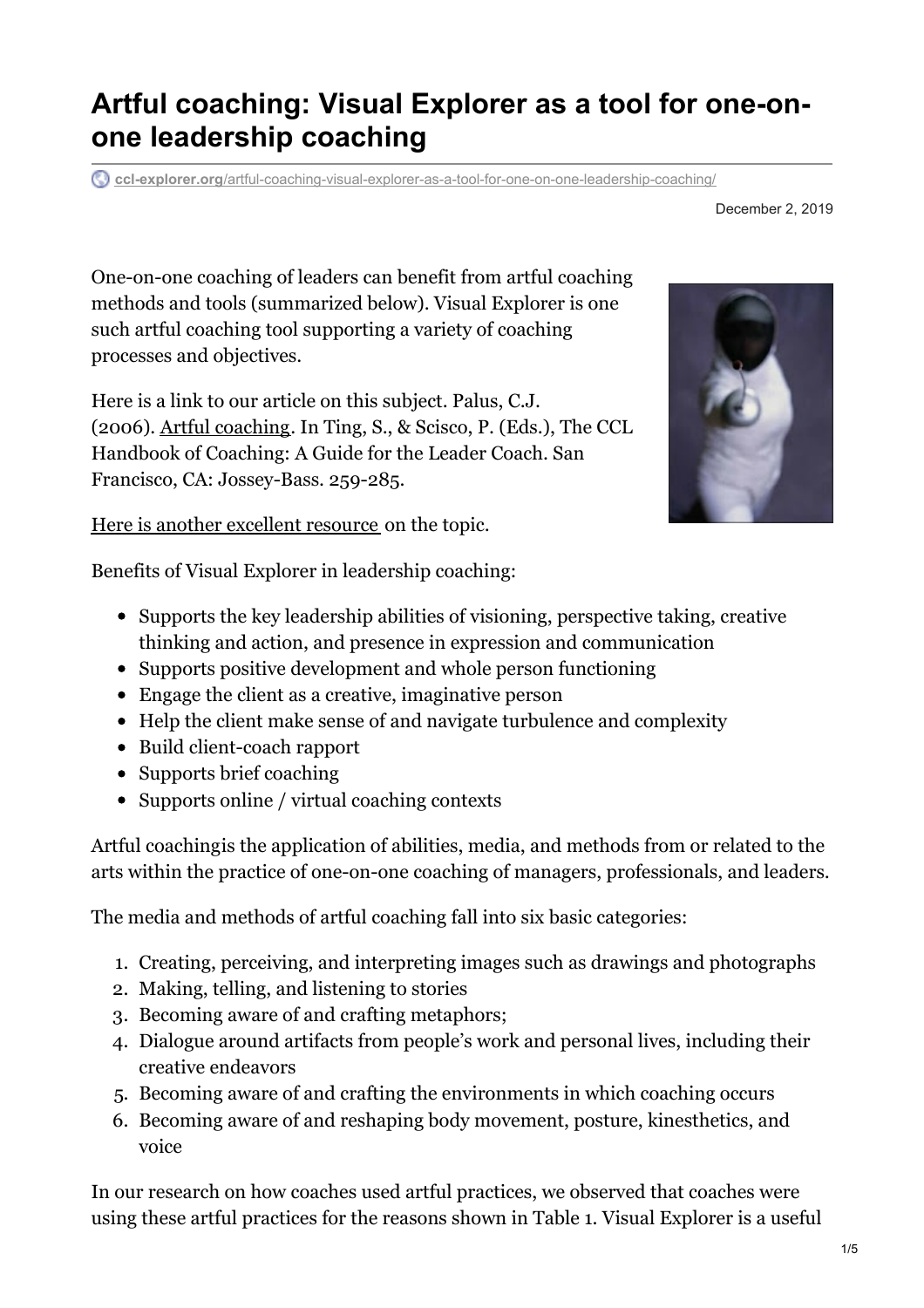# Artful coaching: Visual Explorer as a tool for one-on-one leadership coaching

ccl-explorer.org/artful-coaching-visual-explorer-as-a-tool-for-one-on-one-leadership-coaching/

December 2, 2019

One-on-one coaching of leaders can benefit from artful coaching methods and tools (summarized below). Visual Explorer is one such artful coaching tool supporting a variety of coaching processes and objectives.

Here is a link to our article on this subject. Palus, C.J. (2006). Artful coaching. In Ting, S., & Scisco, P. (Eds.), The CCL Handbook of Coaching: A Guide for the Leader Coach. San Francisco, CA: Jossey-Bass. 259-285.

Here is another excellent resource on the topic.

Benefits of Visual Explorer in leadership coaching:

- Supports the key leadership abilities of visioning, perspective taking, creative thinking and action, and presence in expression and communication
- Supports positive development and whole person functioning
- Engage the client as a creative, imaginative person
- Help the client make sense of and navigate turbulence and complexity
- Build client-coach rapport
- Supports brief coaching
- Supports online / virtual coaching contexts

Artful coachingis the application of abilities, media, and methods from or related to the arts within the practice of one-on-one coaching of managers, professionals, and leaders.

The media and methods of artful coaching fall into six basic categories:

1. Creating, perceiving, and interpreting images such as drawings and photographs
2. Making, telling, and listening to stories
3. Becoming aware of and crafting metaphors;
4. Dialogue around artifacts from people's work and personal lives, including their creative endeavors
5. Becoming aware of and crafting the environments in which coaching occurs
6. Becoming aware of and reshaping body movement, posture, kinesthetics, and voice

In our research on how coaches used artful practices, we observed that coaches were using these artful practices for the reasons shown in Table 1. Visual Explorer is a useful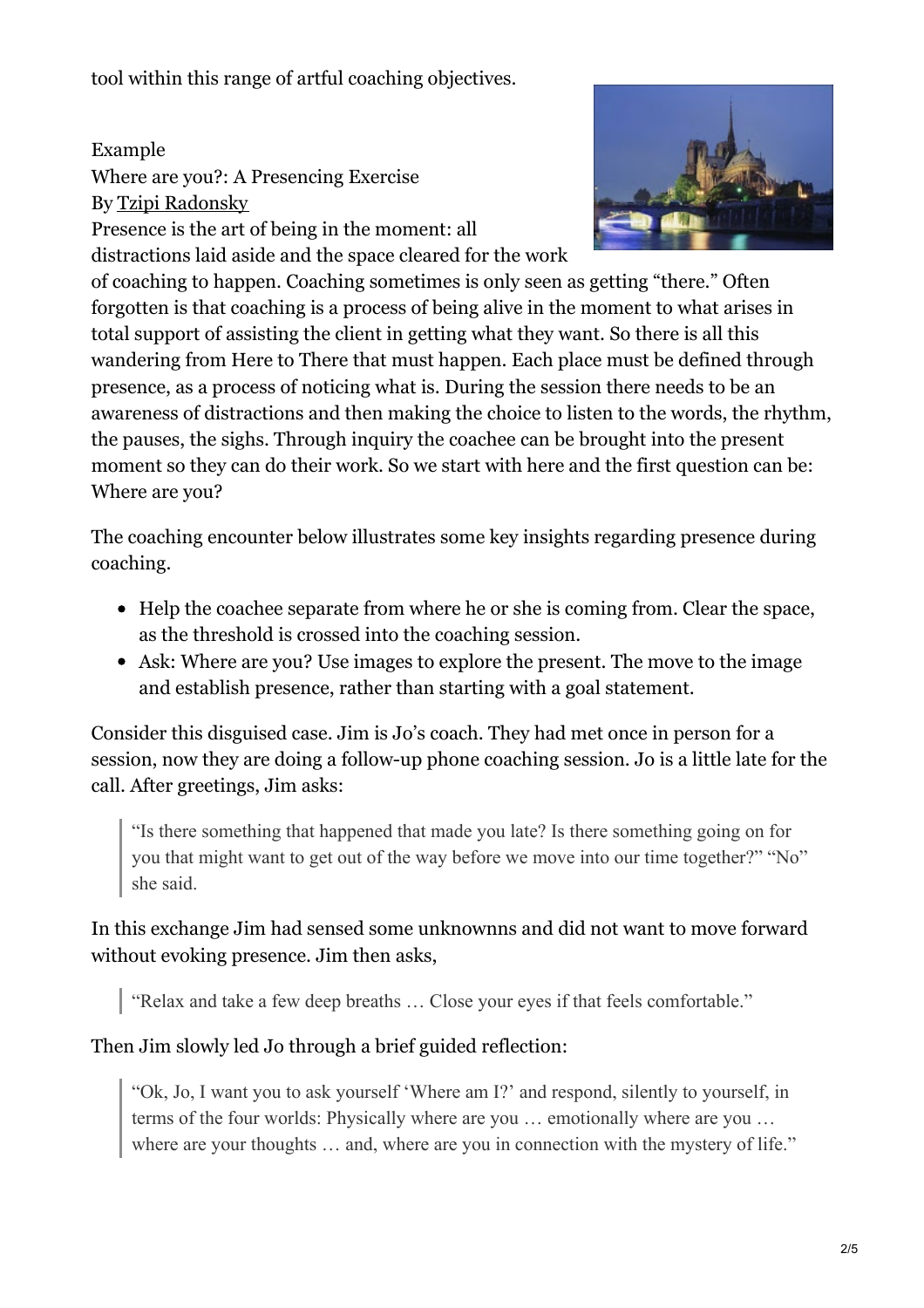tool within this range of artful coaching objectives.

Example
Where are you?: A Presencing Exercise
By Tzipi Radonsky

Presence is the art of being in the moment: all distractions laid aside and the space cleared for the work of coaching to happen. Coaching sometimes is only seen as getting "there." Often forgotten is that coaching is a process of being alive in the moment to what arises in total support of assisting the client in getting what they want. So there is all this wandering from Here to There that must happen. Each place must be defined through presence, as a process of noticing what is. During the session there needs to be an awareness of distractions and then making the choice to listen to the words, the rhythm, the pauses, the sighs. Through inquiry the coachee can be brought into the present moment so they can do their work. So we start with here and the first question can be: Where are you?

The coaching encounter below illustrates some key insights regarding presence during coaching.

- Help the coachee separate from where he or she is coming from. Clear the space, as the threshold is crossed into the coaching session.
- Ask: Where are you? Use images to explore the present. The move to the image and establish presence, rather than starting with a goal statement.

Consider this disguised case. Jim is Jo's coach. They had met once in person for a session, now they are doing a follow-up phone coaching session. Jo is a little late for the call. After greetings, Jim asks:

> "Is there something that happened that made you late? Is there something going on for you that might want to get out of the way before we move into our time together?" "No" she said.

In this exchange Jim had sensed some unknownns and did not want to move forward without evoking presence. Jim then asks,

> "Relax and take a few deep breaths … Close your eyes if that feels comfortable."

Then Jim slowly led Jo through a brief guided reflection:

> "Ok, Jo, I want you to ask yourself 'Where am I?' and respond, silently to yourself, in terms of the four worlds: Physically where are you … emotionally where are you … where are your thoughts … and, where are you in connection with the mystery of life."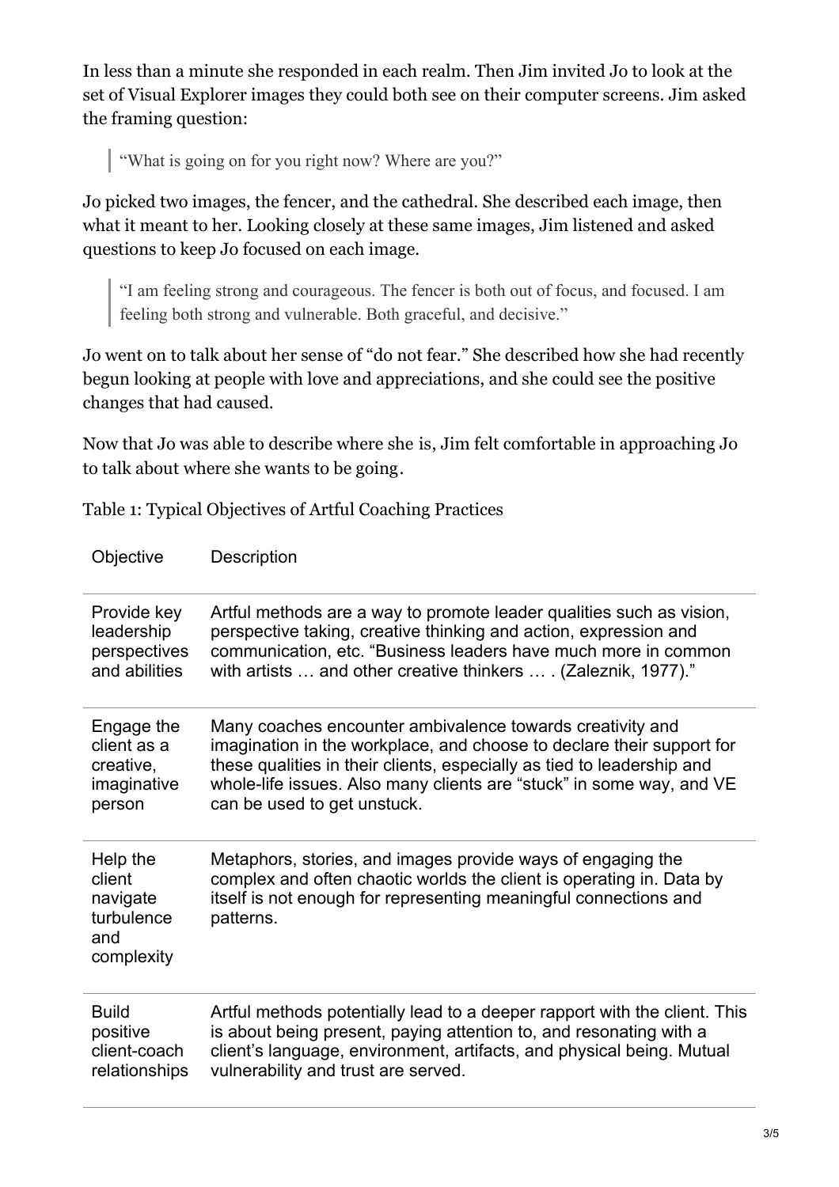In less than a minute she responded in each realm. Then Jim invited Jo to look at the set of Visual Explorer images they could both see on their computer screens. Jim asked the framing question:

> "What is going on for you right now? Where are you?"

Jo picked two images, the fencer, and the cathedral. She described each image, then what it meant to her. Looking closely at these same images, Jim listened and asked questions to keep Jo focused on each image.

> "I am feeling strong and courageous. The fencer is both out of focus, and focused. I am feeling both strong and vulnerable. Both graceful, and decisive."

Jo went on to talk about her sense of "do not fear." She described how she had recently begun looking at people with love and appreciations, and she could see the positive changes that had caused.

Now that Jo was able to describe where she is, Jim felt comfortable in approaching Jo to talk about where she wants to be going.

Table 1: Typical Objectives of Artful Coaching Practices

| Objective | Description |
|---|---|
| Provide key leadership perspectives and abilities | Artful methods are a way to promote leader qualities such as vision, perspective taking, creative thinking and action, expression and communication, etc. "Business leaders have much more in common with artists … and other creative thinkers … . (Zaleznik, 1977)." |
| Engage the client as a creative, imaginative person | Many coaches encounter ambivalence towards creativity and imagination in the workplace, and choose to declare their support for these qualities in their clients, especially as tied to leadership and whole-life issues. Also many clients are "stuck" in some way, and VE can be used to get unstuck. |
| Help the client navigate turbulence and complexity | Metaphors, stories, and images provide ways of engaging the complex and often chaotic worlds the client is operating in. Data by itself is not enough for representing meaningful connections and patterns. |
| Build positive client-coach relationships | Artful methods potentially lead to a deeper rapport with the client. This is about being present, paying attention to, and resonating with a client's language, environment, artifacts, and physical being. Mutual vulnerability and trust are served. |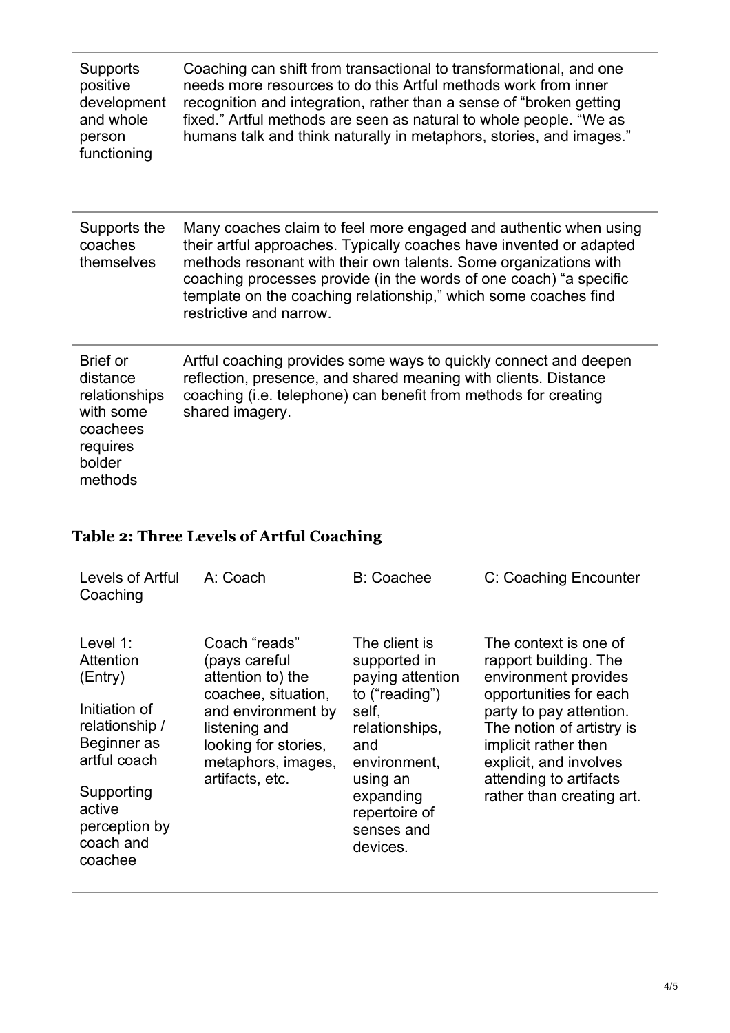| | |
|---|---|
| Supports positive development and whole person functioning | Coaching can shift from transactional to transformational, and one needs more resources to do this Artful methods work from inner recognition and integration, rather than a sense of "broken getting fixed." Artful methods are seen as natural to whole people. "We as humans talk and think naturally in metaphors, stories, and images." |
| Supports the coaches themselves | Many coaches claim to feel more engaged and authentic when using their artful approaches. Typically coaches have invented or adapted methods resonant with their own talents. Some organizations with coaching processes provide (in the words of one coach) "a specific template on the coaching relationship," which some coaches find restrictive and narrow. |
| Brief or distance relationships with some coachees requires bolder methods | Artful coaching provides some ways to quickly connect and deepen reflection, presence, and shared meaning with clients. Distance coaching (i.e. telephone) can benefit from methods for creating shared imagery. |

### Table 2: Three Levels of Artful Coaching

| Levels of Artful Coaching | A: Coach | B: Coachee | C: Coaching Encounter |
|---|---|---|---|
| Level 1: Attention (Entry)<br><br>Initiation of relationship / Beginner as artful coach<br><br>Supporting active perception by coach and coachee | Coach "reads" (pays careful attention to) the coachee, situation, and environment by listening and looking for stories, metaphors, images, artifacts, etc. | The client is supported in paying attention to ("reading") self, relationships, and environment, using an expanding repertoire of senses and devices. | The context is one of rapport building. The environment provides opportunities for each party to pay attention. The notion of artistry is implicit rather then explicit, and involves attending to artifacts rather than creating art. |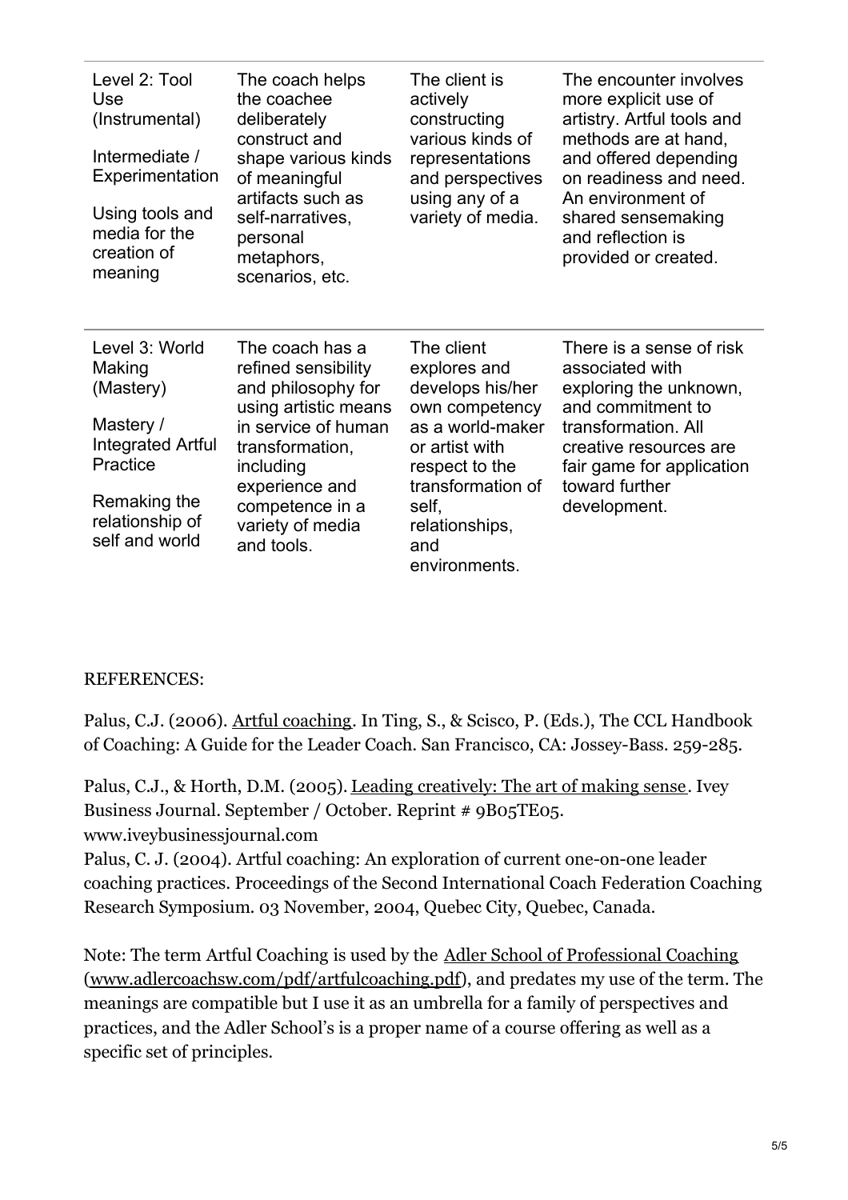| | | | |
|---|---|---|---|
| Level 2: Tool Use (Instrumental)<br><br>Intermediate / Experimentation<br><br>Using tools and media for the creation of meaning | The coach helps the coachee deliberately construct and shape various kinds of meaningful artifacts such as self-narratives, personal metaphors, scenarios, etc. | The client is actively constructing various kinds of representations and perspectives using any of a variety of media. | The encounter involves more explicit use of artistry. Artful tools and methods are at hand, and offered depending on readiness and need. An environment of shared sensemaking and reflection is provided or created. |
| Level 3: World Making (Mastery)<br><br>Mastery / Integrated Artful Practice<br><br>Remaking the relationship of self and world | The coach has a refined sensibility and philosophy for using artistic means in service of human transformation, including experience and competence in a variety of media and tools. | The client explores and develops his/her own competency as a world-maker or artist with respect to the transformation of self, relationships, and environments. | There is a sense of risk associated with exploring the unknown, and commitment to transformation. All creative resources are fair game for application toward further development. |

REFERENCES:

Palus, C.J. (2006). Artful coaching. In Ting, S., & Scisco, P. (Eds.), The CCL Handbook of Coaching: A Guide for the Leader Coach. San Francisco, CA: Jossey-Bass. 259-285.

Palus, C.J., & Horth, D.M. (2005). Leading creatively: The art of making sense. Ivey Business Journal. September / October. Reprint # 9B05TE05. www.iveybusinessjournal.com

Palus, C. J. (2004). Artful coaching: An exploration of current one-on-one leader coaching practices. Proceedings of the Second International Coach Federation Coaching Research Symposium. 03 November, 2004, Quebec City, Quebec, Canada.

Note: The term Artful Coaching is used by the Adler School of Professional Coaching (www.adlercoachsw.com/pdf/artfulcoaching.pdf), and predates my use of the term. The meanings are compatible but I use it as an umbrella for a family of perspectives and practices, and the Adler School's is a proper name of a course offering as well as a specific set of principles.